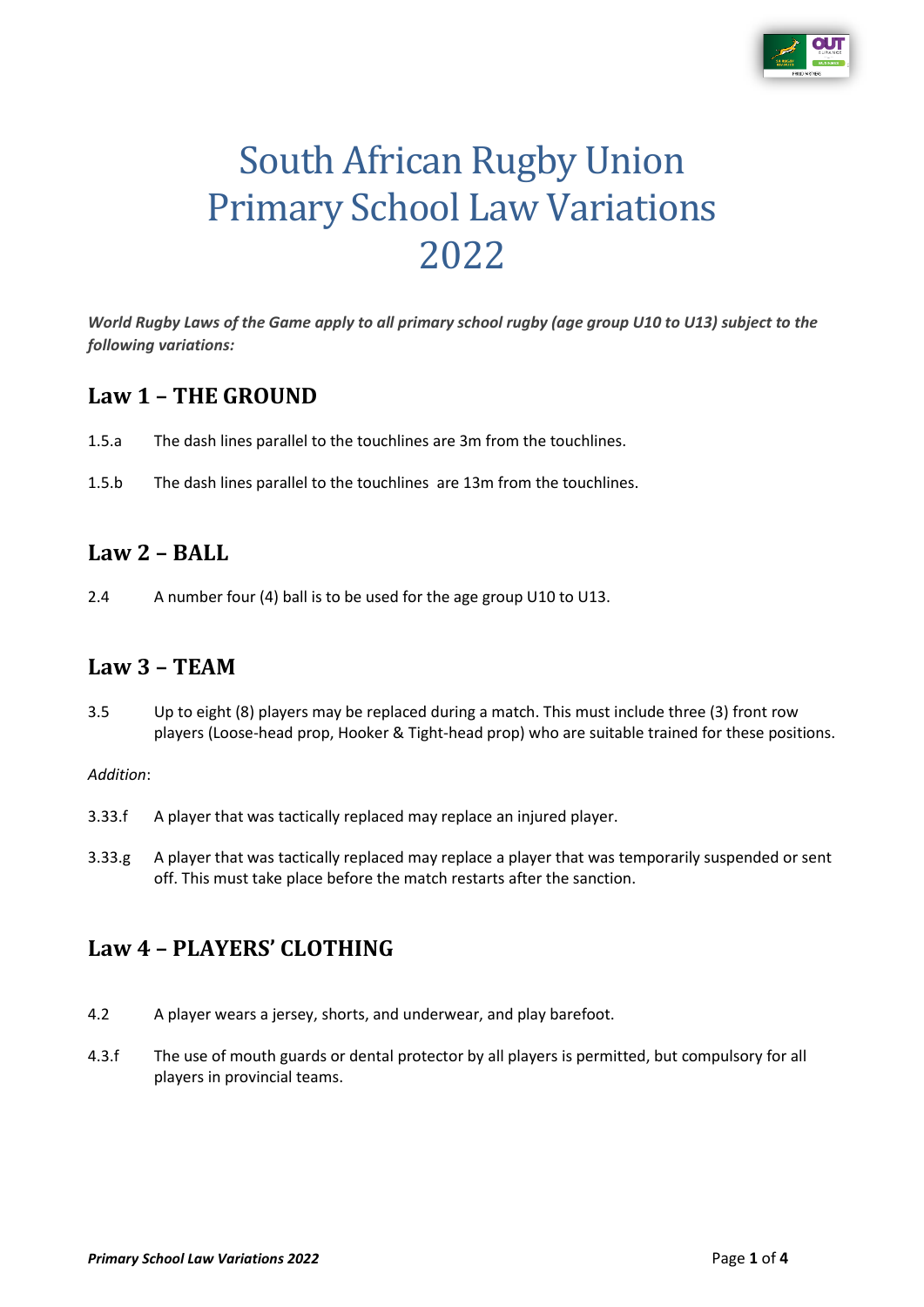# South African Rugby Union Primary School Law Variations 2022

***World Rugby Laws of the Game apply to all primary school rugby (age group U10 to U13) subject to the following variations:***

## Law 1 – THE GROUND

1.5.a The dash lines parallel to the touchlines are 3m from the touchlines.

1.5.b The dash lines parallel to the touchlines are 13m from the touchlines.

## Law 2 – BALL

2.4 A number four (4) ball is to be used for the age group U10 to U13.

## Law 3 – TEAM

3.5 Up to eight (8) players may be replaced during a match. This must include three (3) front row players (Loose-head prop, Hooker & Tight-head prop) who are suitable trained for these positions.

*Addition*:

3.33.f A player that was tactically replaced may replace an injured player.

3.33.g A player that was tactically replaced may replace a player that was temporarily suspended or sent off. This must take place before the match restarts after the sanction.

## Law 4 – PLAYERS' CLOTHING

4.2 A player wears a jersey, shorts, and underwear, and play barefoot.

4.3.f The use of mouth guards or dental protector by all players is permitted, but compulsory for all players in provincial teams.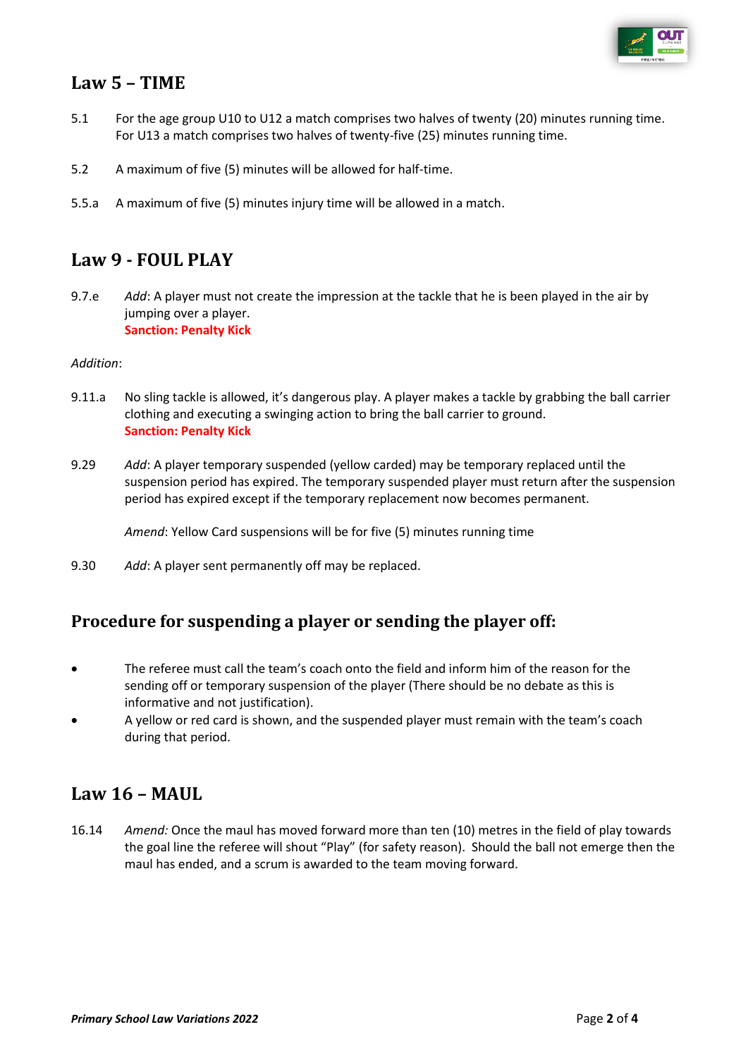## Law 5 – TIME

5.1 For the age group U10 to U12 a match comprises two halves of twenty (20) minutes running time. For U13 a match comprises two halves of twenty-five (25) minutes running time.

5.2 A maximum of five (5) minutes will be allowed for half-time.

5.5.a A maximum of five (5) minutes injury time will be allowed in a match.

## Law 9 - FOUL PLAY

9.7.e *Add*: A player must not create the impression at the tackle that he is been played in the air by jumping over a player.
**Sanction: Penalty Kick**

*Addition*:

9.11.a No sling tackle is allowed, it's dangerous play. A player makes a tackle by grabbing the ball carrier clothing and executing a swinging action to bring the ball carrier to ground.
**Sanction: Penalty Kick**

9.29 *Add*: A player temporary suspended (yellow carded) may be temporary replaced until the suspension period has expired. The temporary suspended player must return after the suspension period has expired except if the temporary replacement now becomes permanent.

*Amend*: Yellow Card suspensions will be for five (5) minutes running time

9.30 *Add*: A player sent permanently off may be replaced.

## Procedure for suspending a player or sending the player off:

- The referee must call the team's coach onto the field and inform him of the reason for the sending off or temporary suspension of the player (There should be no debate as this is informative and not justification).
- A yellow or red card is shown, and the suspended player must remain with the team's coach during that period.

## Law 16 – MAUL

16.14 *Amend:* Once the maul has moved forward more than ten (10) metres in the field of play towards the goal line the referee will shout "Play" (for safety reason). Should the ball not emerge then the maul has ended, and a scrum is awarded to the team moving forward.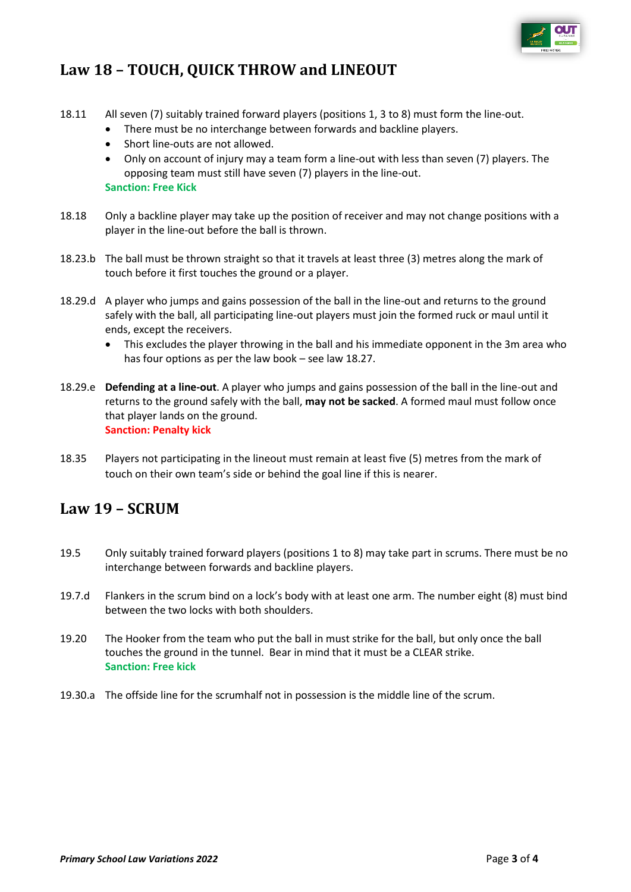## Law 18 – TOUCH, QUICK THROW and LINEOUT

18.11 All seven (7) suitably trained forward players (positions 1, 3 to 8) must form the line-out.

- There must be no interchange between forwards and backline players.
- Short line-outs are not allowed.
- Only on account of injury may a team form a line-out with less than seven (7) players. The opposing team must still have seven (7) players in the line-out.

**Sanction: Free Kick**

18.18 Only a backline player may take up the position of receiver and may not change positions with a player in the line-out before the ball is thrown.

18.23.b The ball must be thrown straight so that it travels at least three (3) metres along the mark of touch before it first touches the ground or a player.

18.29.d A player who jumps and gains possession of the ball in the line-out and returns to the ground safely with the ball, all participating line-out players must join the formed ruck or maul until it ends, except the receivers.

- This excludes the player throwing in the ball and his immediate opponent in the 3m area who has four options as per the law book – see law 18.27.

18.29.e **Defending at a line-out**. A player who jumps and gains possession of the ball in the line-out and returns to the ground safely with the ball, **may not be sacked**. A formed maul must follow once that player lands on the ground.

**Sanction: Penalty kick**

18.35 Players not participating in the lineout must remain at least five (5) metres from the mark of touch on their own team's side or behind the goal line if this is nearer.

## Law 19 – SCRUM

19.5 Only suitably trained forward players (positions 1 to 8) may take part in scrums. There must be no interchange between forwards and backline players.

19.7.d Flankers in the scrum bind on a lock's body with at least one arm. The number eight (8) must bind between the two locks with both shoulders.

19.20 The Hooker from the team who put the ball in must strike for the ball, but only once the ball touches the ground in the tunnel. Bear in mind that it must be a CLEAR strike.

**Sanction: Free kick**

19.30.a The offside line for the scrumhalf not in possession is the middle line of the scrum.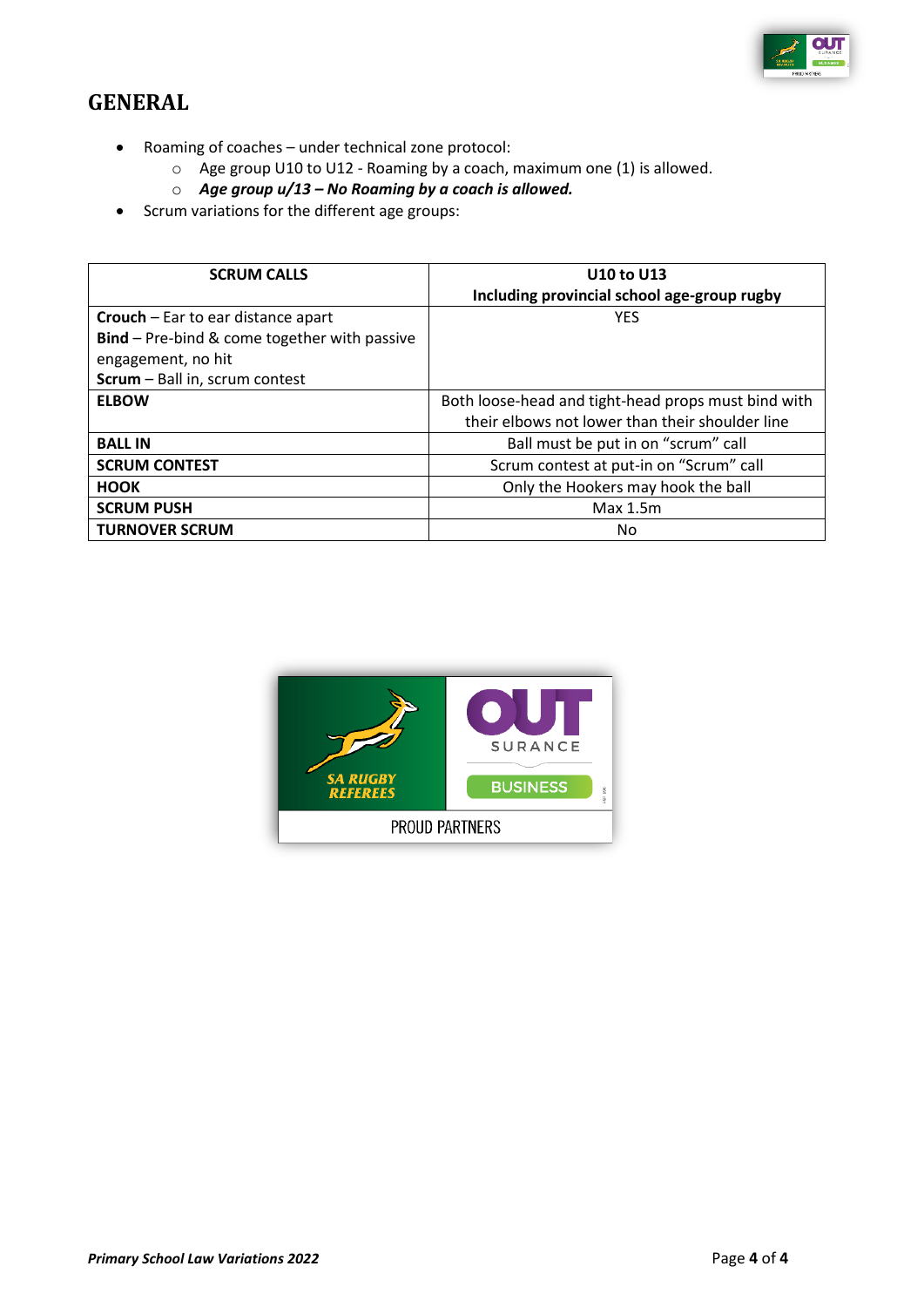## GENERAL

- Roaming of coaches – under technical zone protocol:
  - Age group U10 to U12 - Roaming by a coach, maximum one (1) is allowed.
  - ***Age group u/13 – No Roaming by a coach is allowed.***
- Scrum variations for the different age groups:

| SCRUM CALLS | U10 to U13<br>Including provincial school age-group rugby |
|---|---|
| **Crouch** – Ear to ear distance apart<br>**Bind** – Pre-bind & come together with passive engagement, no hit<br>**Scrum** – Ball in, scrum contest | YES |
| **ELBOW** | Both loose-head and tight-head props must bind with their elbows not lower than their shoulder line |
| **BALL IN** | Ball must be put in on "scrum" call |
| **SCRUM CONTEST** | Scrum contest at put-in on "Scrum" call |
| **HOOK** | Only the Hookers may hook the ball |
| **SCRUM PUSH** | Max 1.5m |
| **TURNOVER SCRUM** | No |

SA RUGBY REFEREES

OUTSURANCE BUSINESS

PROUD PARTNERS